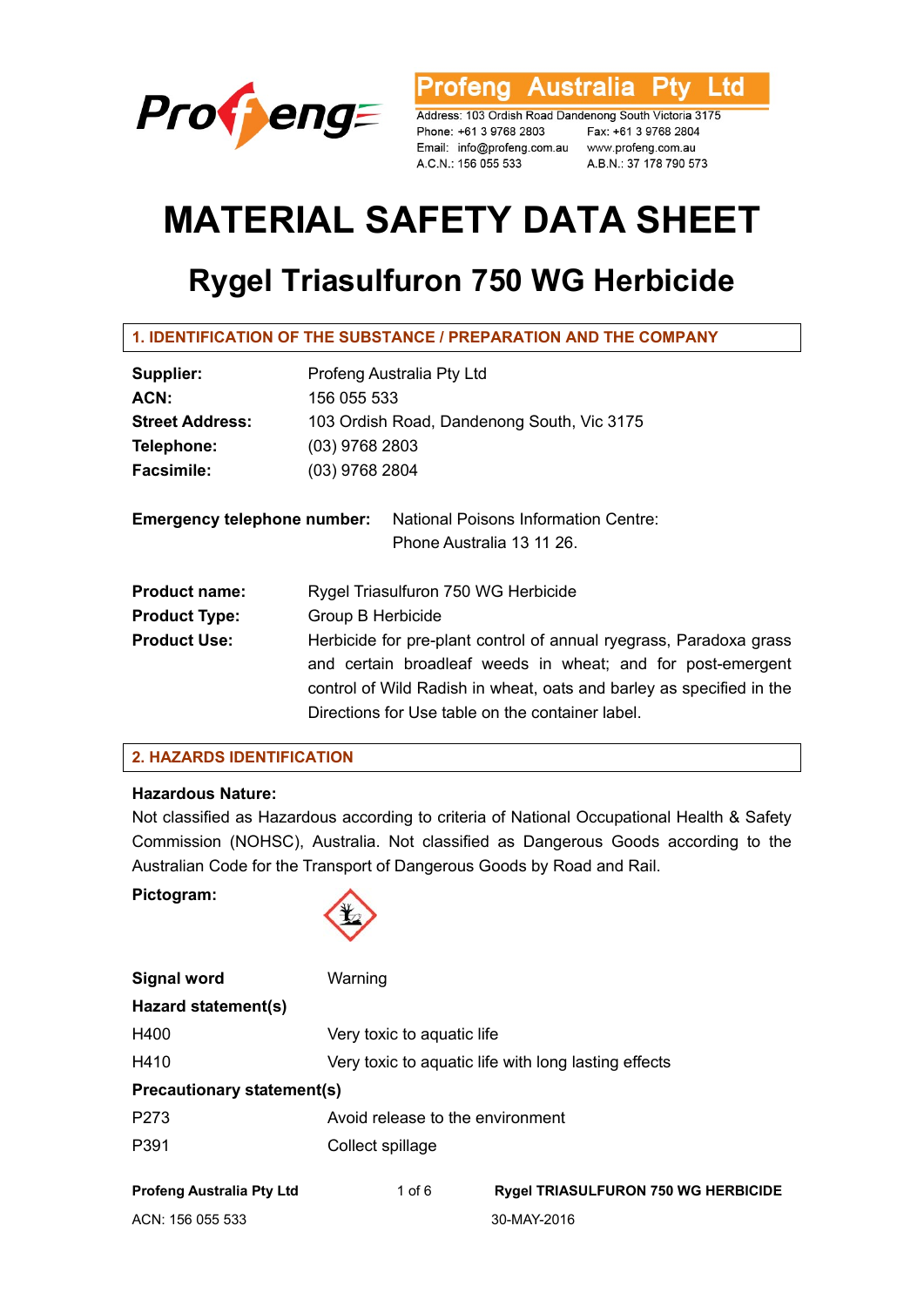**Profeng Australia Pty Ltd**

Address: 103 Ordish Road Dandenong South Victoria 3175
Phone: +61 3 9768 2803 Fax: +61 3 9768 2804
Email: info@profeng.com.au www.profeng.com.au
A.C.N.: 156 055 533 A.B.N.: 37 178 790 573

# MATERIAL SAFETY DATA SHEET

## Rygel Triasulfuron 750 WG Herbicide

### 1. IDENTIFICATION OF THE SUBSTANCE / PREPARATION AND THE COMPANY

**Supplier:** Profeng Australia Pty Ltd
**ACN:** 156 055 533
**Street Address:** 103 Ordish Road, Dandenong South, Vic 3175
**Telephone:** (03) 9768 2803
**Facsimile:** (03) 9768 2804

**Emergency telephone number:** National Poisons Information Centre: Phone Australia 13 11 26.

**Product name:** Rygel Triasulfuron 750 WG Herbicide
**Product Type:** Group B Herbicide
**Product Use:** Herbicide for pre-plant control of annual ryegrass, Paradoxa grass and certain broadleaf weeds in wheat; and for post-emergent control of Wild Radish in wheat, oats and barley as specified in the Directions for Use table on the container label.

### 2. HAZARDS IDENTIFICATION

**Hazardous Nature:**
Not classified as Hazardous according to criteria of National Occupational Health & Safety Commission (NOHSC), Australia. Not classified as Dangerous Goods according to the Australian Code for the Transport of Dangerous Goods by Road and Rail.

**Pictogram:**

**Signal word** Warning

**Hazard statement(s)**

| | |
|---|---|
| H400 | Very toxic to aquatic life |
| H410 | Very toxic to aquatic life with long lasting effects |

**Precautionary statement(s)**

| | |
|---|---|
| P273 | Avoid release to the environment |
| P391 | Collect spillage |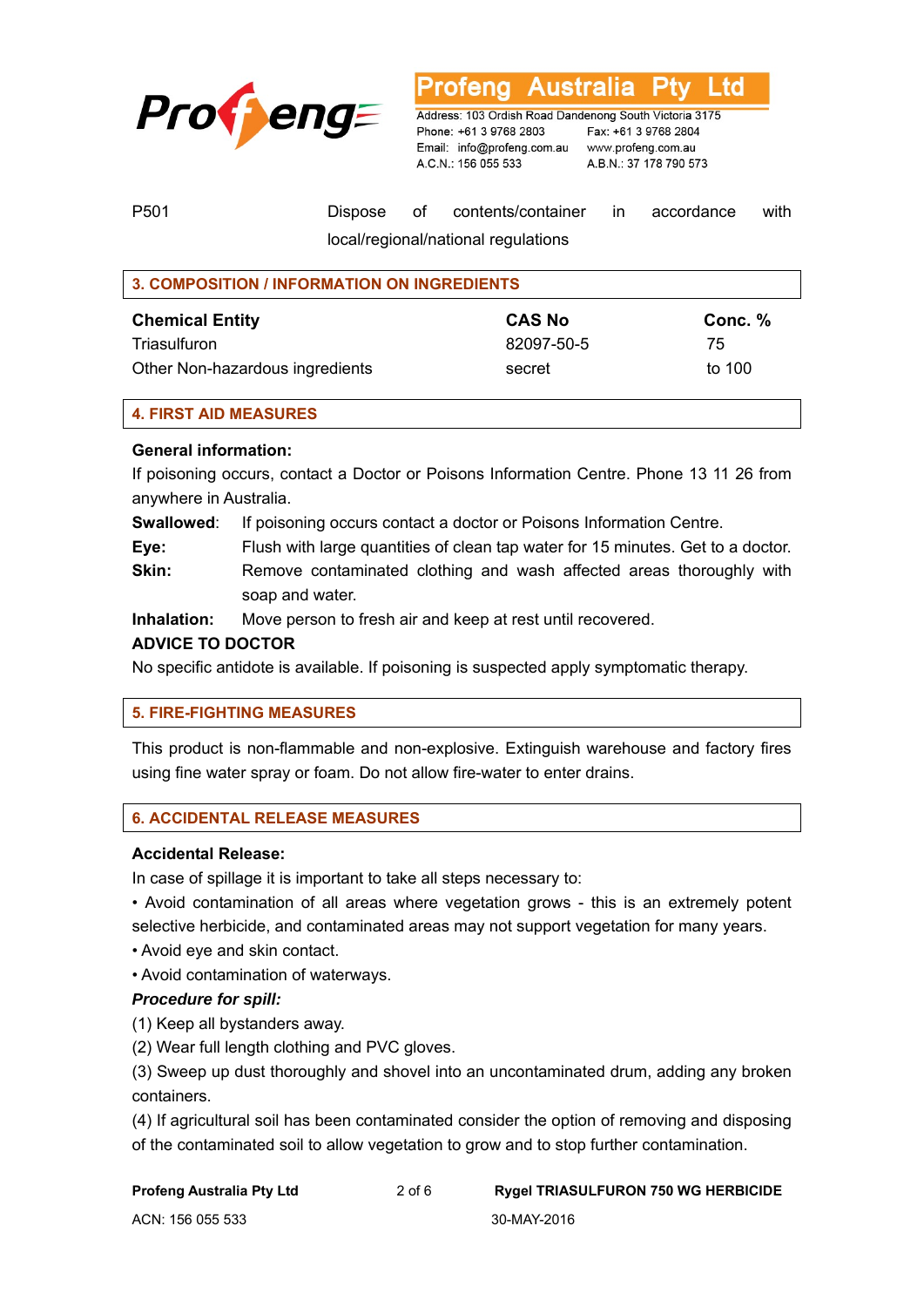| | |
|---|---|
| P501 | Dispose of contents/container in accordance with local/regional/national regulations |

## 3. COMPOSITION / INFORMATION ON INGREDIENTS

| Chemical Entity | CAS No | Conc. % |
|---|---|---|
| Triasulfuron | 82097-50-5 | 75 |
| Other Non-hazardous ingredients | secret | to 100 |

## 4. FIRST AID MEASURES

**General information:**

If poisoning occurs, contact a Doctor or Poisons Information Centre. Phone 13 11 26 from anywhere in Australia.

**Swallowed**: If poisoning occurs contact a doctor or Poisons Information Centre.

**Eye:** Flush with large quantities of clean tap water for 15 minutes. Get to a doctor.

**Skin:** Remove contaminated clothing and wash affected areas thoroughly with soap and water.

**Inhalation:** Move person to fresh air and keep at rest until recovered.

**ADVICE TO DOCTOR**

No specific antidote is available. If poisoning is suspected apply symptomatic therapy.

## 5. FIRE-FIGHTING MEASURES

This product is non-flammable and non-explosive. Extinguish warehouse and factory fires using fine water spray or foam. Do not allow fire-water to enter drains.

## 6. ACCIDENTAL RELEASE MEASURES

**Accidental Release:**

In case of spillage it is important to take all steps necessary to:

- Avoid contamination of all areas where vegetation grows - this is an extremely potent selective herbicide, and contaminated areas may not support vegetation for many years.
- Avoid eye and skin contact.
- Avoid contamination of waterways.

***Procedure for spill:***

(1) Keep all bystanders away.

(2) Wear full length clothing and PVC gloves.

(3) Sweep up dust thoroughly and shovel into an uncontaminated drum, adding any broken containers.

(4) If agricultural soil has been contaminated consider the option of removing and disposing of the contaminated soil to allow vegetation to grow and to stop further contamination.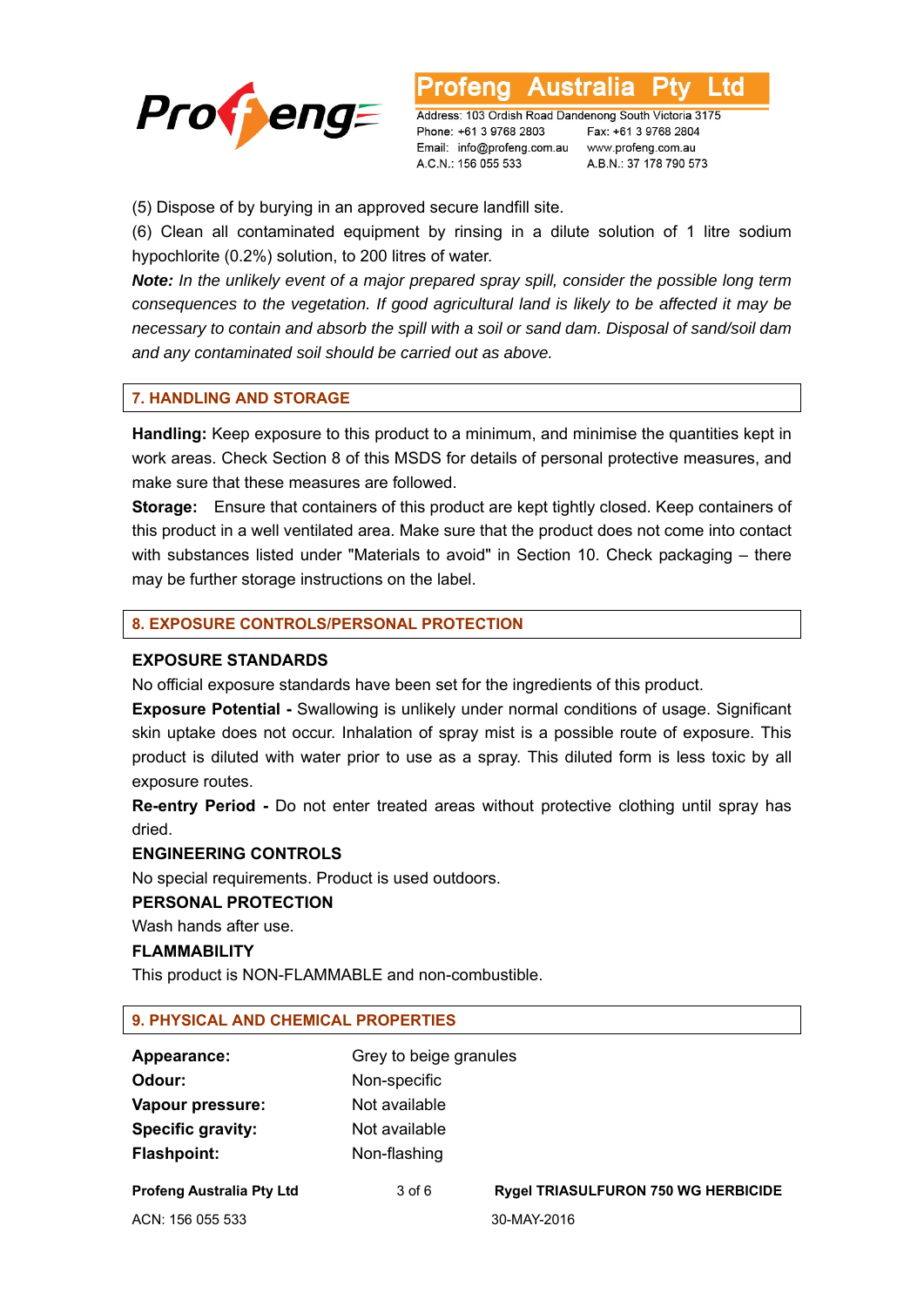(5) Dispose of by burying in an approved secure landfill site.

(6) Clean all contaminated equipment by rinsing in a dilute solution of 1 litre sodium hypochlorite (0.2%) solution, to 200 litres of water.

***Note:*** *In the unlikely event of a major prepared spray spill, consider the possible long term consequences to the vegetation. If good agricultural land is likely to be affected it may be necessary to contain and absorb the spill with a soil or sand dam. Disposal of sand/soil dam and any contaminated soil should be carried out as above.*

## 7. HANDLING AND STORAGE

**Handling:** Keep exposure to this product to a minimum, and minimise the quantities kept in work areas. Check Section 8 of this MSDS for details of personal protective measures, and make sure that these measures are followed.

**Storage:** Ensure that containers of this product are kept tightly closed. Keep containers of this product in a well ventilated area. Make sure that the product does not come into contact with substances listed under "Materials to avoid" in Section 10. Check packaging – there may be further storage instructions on the label.

## 8. EXPOSURE CONTROLS/PERSONAL PROTECTION

### EXPOSURE STANDARDS

No official exposure standards have been set for the ingredients of this product.

**Exposure Potential -** Swallowing is unlikely under normal conditions of usage. Significant skin uptake does not occur. Inhalation of spray mist is a possible route of exposure. This product is diluted with water prior to use as a spray. This diluted form is less toxic by all exposure routes.

**Re-entry Period -** Do not enter treated areas without protective clothing until spray has dried.

### ENGINEERING CONTROLS

No special requirements. Product is used outdoors.

### PERSONAL PROTECTION

Wash hands after use.

### FLAMMABILITY

This product is NON-FLAMMABLE and non-combustible.

## 9. PHYSICAL AND CHEMICAL PROPERTIES

| | |
|---|---|
| **Appearance:** | Grey to beige granules |
| **Odour:** | Non-specific |
| **Vapour pressure:** | Not available |
| **Specific gravity:** | Not available |
| **Flashpoint:** | Non-flashing |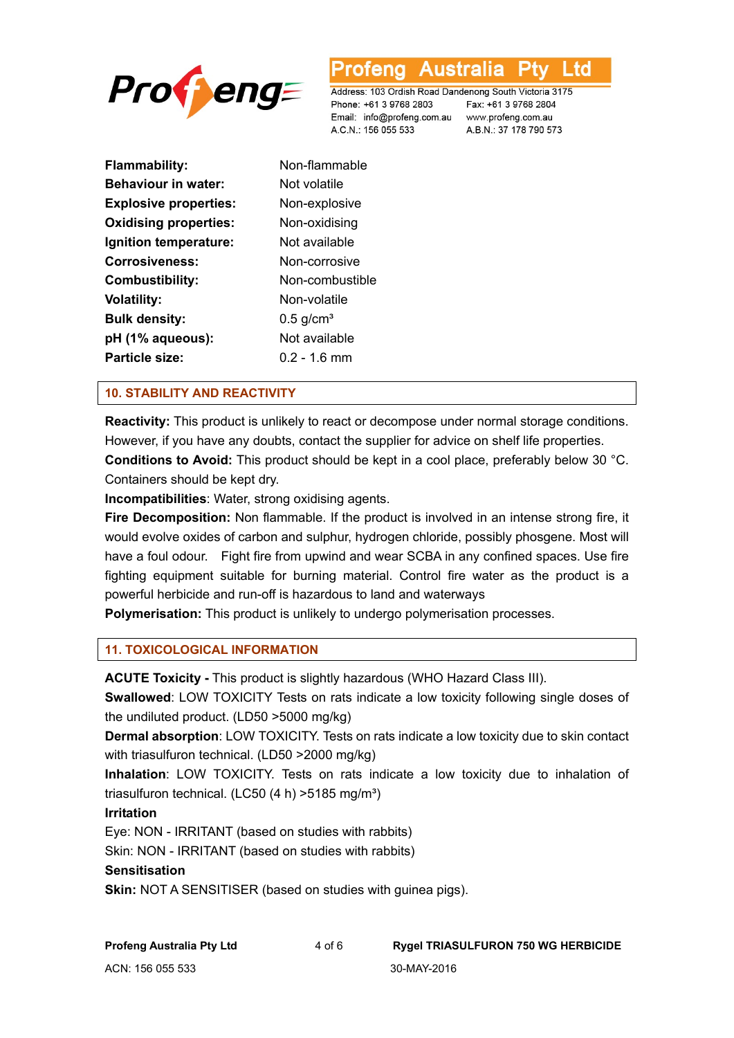| | |
|---|---|
| **Flammability:** | Non-flammable |
| **Behaviour in water:** | Not volatile |
| **Explosive properties:** | Non-explosive |
| **Oxidising properties:** | Non-oxidising |
| **Ignition temperature:** | Not available |
| **Corrosiveness:** | Non-corrosive |
| **Combustibility:** | Non-combustible |
| **Volatility:** | Non-volatile |
| **Bulk density:** | 0.5 g/cm³ |
| **pH (1% aqueous):** | Not available |
| **Particle size:** | 0.2 - 1.6 mm |

## 10. STABILITY AND REACTIVITY

**Reactivity:** This product is unlikely to react or decompose under normal storage conditions. However, if you have any doubts, contact the supplier for advice on shelf life properties.

**Conditions to Avoid:** This product should be kept in a cool place, preferably below 30 °C. Containers should be kept dry.

**Incompatibilities**: Water, strong oxidising agents.

**Fire Decomposition:** Non flammable. If the product is involved in an intense strong fire, it would evolve oxides of carbon and sulphur, hydrogen chloride, possibly phosgene. Most will have a foul odour. Fight fire from upwind and wear SCBA in any confined spaces. Use fire fighting equipment suitable for burning material. Control fire water as the product is a powerful herbicide and run-off is hazardous to land and waterways

**Polymerisation:** This product is unlikely to undergo polymerisation processes.

## 11. TOXICOLOGICAL INFORMATION

**ACUTE Toxicity -** This product is slightly hazardous (WHO Hazard Class III).

**Swallowed**: LOW TOXICITY Tests on rats indicate a low toxicity following single doses of the undiluted product. (LD50 >5000 mg/kg)

**Dermal absorption**: LOW TOXICITY. Tests on rats indicate a low toxicity due to skin contact with triasulfuron technical. (LD50 >2000 mg/kg)

**Inhalation**: LOW TOXICITY. Tests on rats indicate a low toxicity due to inhalation of triasulfuron technical. (LC50 (4 h) >5185 mg/m³)

**Irritation**

Eye: NON - IRRITANT (based on studies with rabbits)

Skin: NON - IRRITANT (based on studies with rabbits)

**Sensitisation**

**Skin:** NOT A SENSITISER (based on studies with guinea pigs).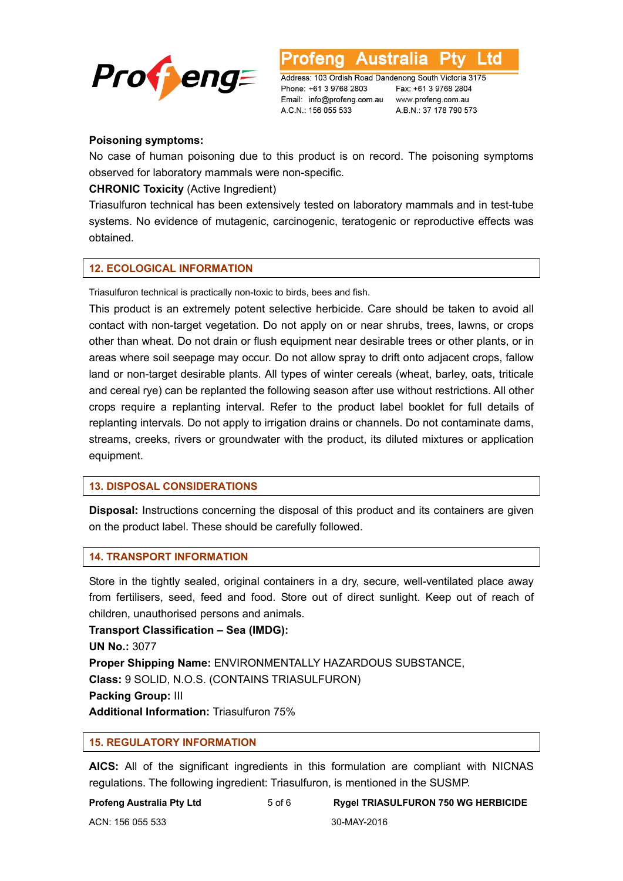**Poisoning symptoms:**

No case of human poisoning due to this product is on record. The poisoning symptoms observed for laboratory mammals were non-specific.

**CHRONIC Toxicity** (Active Ingredient)

Triasulfuron technical has been extensively tested on laboratory mammals and in test-tube systems. No evidence of mutagenic, carcinogenic, teratogenic or reproductive effects was obtained.

## 12. ECOLOGICAL INFORMATION

Triasulfuron technical is practically non-toxic to birds, bees and fish.

This product is an extremely potent selective herbicide. Care should be taken to avoid all contact with non-target vegetation. Do not apply on or near shrubs, trees, lawns, or crops other than wheat. Do not drain or flush equipment near desirable trees or other plants, or in areas where soil seepage may occur. Do not allow spray to drift onto adjacent crops, fallow land or non-target desirable plants. All types of winter cereals (wheat, barley, oats, triticale and cereal rye) can be replanted the following season after use without restrictions. All other crops require a replanting interval. Refer to the product label booklet for full details of replanting intervals. Do not apply to irrigation drains or channels. Do not contaminate dams, streams, creeks, rivers or groundwater with the product, its diluted mixtures or application equipment.

## 13. DISPOSAL CONSIDERATIONS

**Disposal:** Instructions concerning the disposal of this product and its containers are given on the product label. These should be carefully followed.

## 14. TRANSPORT INFORMATION

Store in the tightly sealed, original containers in a dry, secure, well-ventilated place away from fertilisers, seed, feed and food. Store out of direct sunlight. Keep out of reach of children, unauthorised persons and animals.

**Transport Classification – Sea (IMDG):**

**UN No.:** 3077

**Proper Shipping Name:** ENVIRONMENTALLY HAZARDOUS SUBSTANCE,

**Class:** 9 SOLID, N.O.S. (CONTAINS TRIASULFURON)

**Packing Group:** III

**Additional Information:** Triasulfuron 75%

## 15. REGULATORY INFORMATION

**AICS:** All of the significant ingredients in this formulation are compliant with NICNAS regulations. The following ingredient: Triasulfuron, is mentioned in the SUSMP.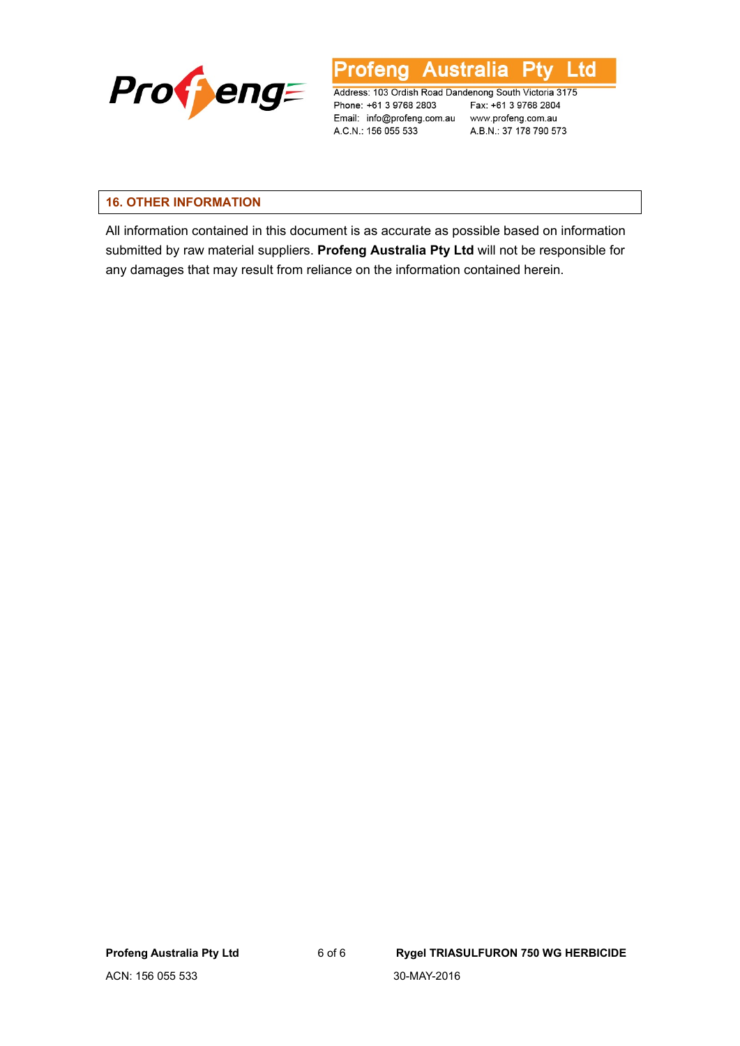## 16. OTHER INFORMATION

All information contained in this document is as accurate as possible based on information submitted by raw material suppliers. **Profeng Australia Pty Ltd** will not be responsible for any damages that may result from reliance on the information contained herein.